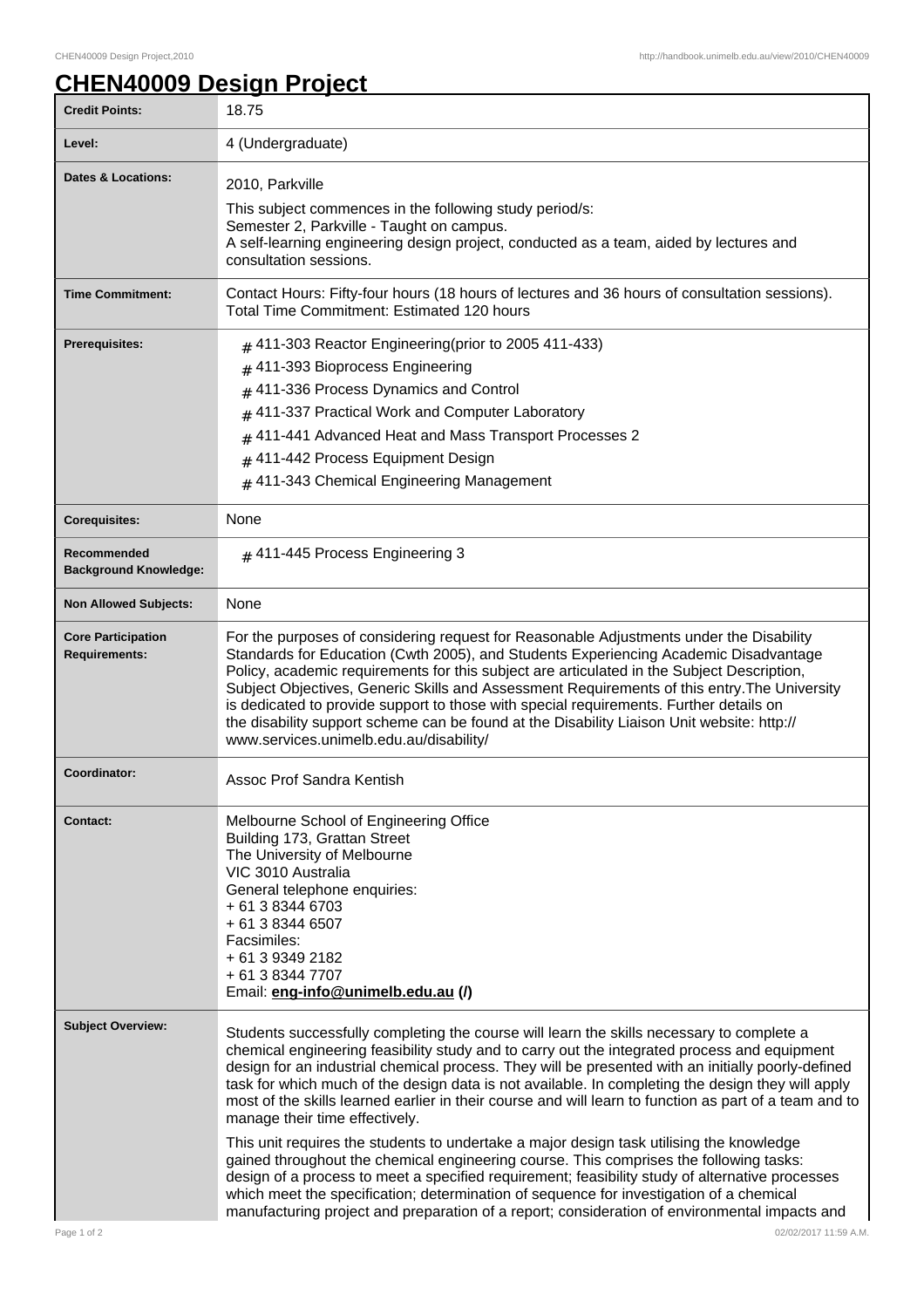# CHEN40009 Design Project

| | |
|---|---|
| **Credit Points:** | 18.75 |
| **Level:** | 4 (Undergraduate) |
| **Dates & Locations:** | 2010, Parkville<br>This subject commences in the following study period/s:<br>Semester 2, Parkville - Taught on campus.<br>A self-learning engineering design project, conducted as a team, aided by lectures and consultation sessions. |
| **Time Commitment:** | Contact Hours: Fifty-four hours (18 hours of lectures and 36 hours of consultation sessions).<br>Total Time Commitment: Estimated 120 hours |
| **Prerequisites:** | # 411-303 Reactor Engineering(prior to 2005 411-433)<br># 411-393 Bioprocess Engineering<br># 411-336 Process Dynamics and Control<br># 411-337 Practical Work and Computer Laboratory<br># 411-441 Advanced Heat and Mass Transport Processes 2<br># 411-442 Process Equipment Design<br># 411-343 Chemical Engineering Management |
| **Corequisites:** | None |
| **Recommended Background Knowledge:** | # 411-445 Process Engineering 3 |
| **Non Allowed Subjects:** | None |
| **Core Participation Requirements:** | For the purposes of considering request for Reasonable Adjustments under the Disability Standards for Education (Cwth 2005), and Students Experiencing Academic Disadvantage Policy, academic requirements for this subject are articulated in the Subject Description, Subject Objectives, Generic Skills and Assessment Requirements of this entry.The University is dedicated to provide support to those with special requirements. Further details on the disability support scheme can be found at the Disability Liaison Unit website: http://www.services.unimelb.edu.au/disability/ |
| **Coordinator:** | Assoc Prof Sandra Kentish |
| **Contact:** | Melbourne School of Engineering Office<br>Building 173, Grattan Street<br>The University of Melbourne<br>VIC 3010 Australia<br>General telephone enquiries:<br>+ 61 3 8344 6703<br>+ 61 3 8344 6507<br>Facsimiles:<br>+ 61 3 9349 2182<br>+ 61 3 8344 7707<br>Email: **eng-info@unimelb.edu.au (/)** |
| **Subject Overview:** | Students successfully completing the course will learn the skills necessary to complete a chemical engineering feasibility study and to carry out the integrated process and equipment design for an industrial chemical process. They will be presented with an initially poorly-defined task for which much of the design data is not available. In completing the design they will apply most of the skills learned earlier in their course and will learn to function as part of a team and to manage their time effectively.<br><br>This unit requires the students to undertake a major design task utilising the knowledge gained throughout the chemical engineering course. This comprises the following tasks: design of a process to meet a specified requirement; feasibility study of alternative processes which meet the specification; determination of sequence for investigation of a chemical manufacturing project and preparation of a report; consideration of environmental impacts and |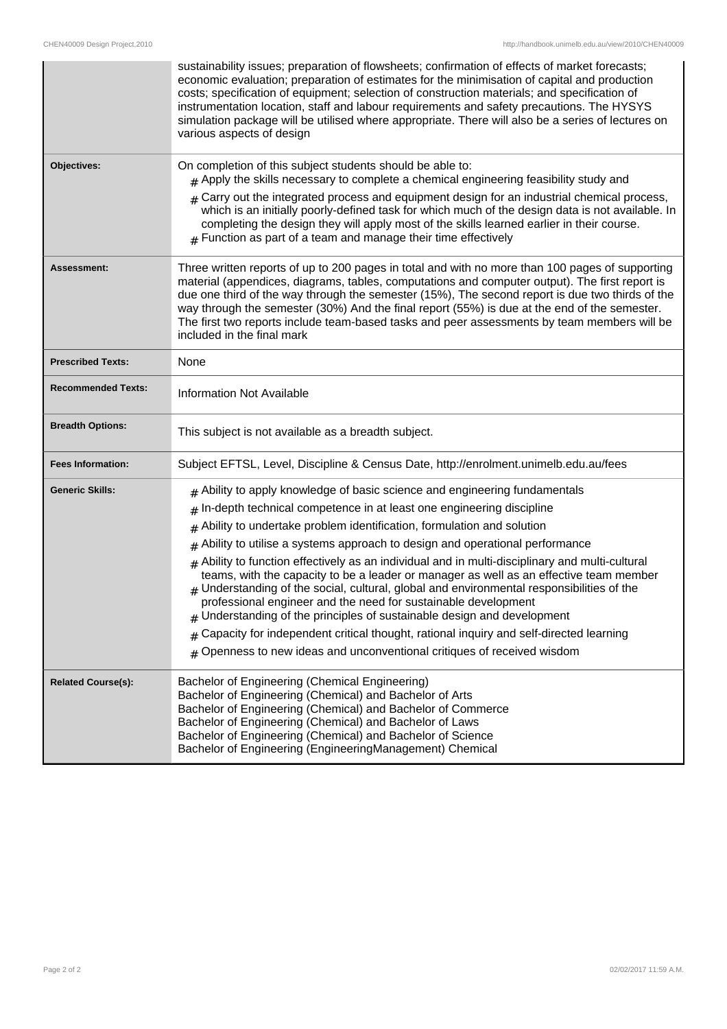| | |
|---|---|
| | sustainability issues; preparation of flowsheets; confirmation of effects of market forecasts; economic evaluation; preparation of estimates for the minimisation of capital and production costs; specification of equipment; selection of construction materials; and specification of instrumentation location, staff and labour requirements and safety precautions. The HYSYS simulation package will be utilised where appropriate. There will also be a series of lectures on various aspects of design |
| **Objectives:** | On completion of this subject students should be able to:<br># Apply the skills necessary to complete a chemical engineering feasibility study and<br># Carry out the integrated process and equipment design for an industrial chemical process, which is an initially poorly-defined task for which much of the design data is not available. In completing the design they will apply most of the skills learned earlier in their course.<br># Function as part of a team and manage their time effectively |
| **Assessment:** | Three written reports of up to 200 pages in total and with no more than 100 pages of supporting material (appendices, diagrams, tables, computations and computer output). The first report is due one third of the way through the semester (15%), The second report is due two thirds of the way through the semester (30%) And the final report (55%) is due at the end of the semester. The first two reports include team-based tasks and peer assessments by team members will be included in the final mark |
| **Prescribed Texts:** | None |
| **Recommended Texts:** | Information Not Available |
| **Breadth Options:** | This subject is not available as a breadth subject. |
| **Fees Information:** | Subject EFTSL, Level, Discipline & Census Date, http://enrolment.unimelb.edu.au/fees |
| **Generic Skills:** | # Ability to apply knowledge of basic science and engineering fundamentals<br># In-depth technical competence in at least one engineering discipline<br># Ability to undertake problem identification, formulation and solution<br># Ability to utilise a systems approach to design and operational performance<br># Ability to function effectively as an individual and in multi-disciplinary and multi-cultural teams, with the capacity to be a leader or manager as well as an effective team member<br># Understanding of the social, cultural, global and environmental responsibilities of the professional engineer and the need for sustainable development<br># Understanding of the principles of sustainable design and development<br># Capacity for independent critical thought, rational inquiry and self-directed learning<br># Openness to new ideas and unconventional critiques of received wisdom |
| **Related Course(s):** | Bachelor of Engineering (Chemical Engineering)<br>Bachelor of Engineering (Chemical) and Bachelor of Arts<br>Bachelor of Engineering (Chemical) and Bachelor of Commerce<br>Bachelor of Engineering (Chemical) and Bachelor of Laws<br>Bachelor of Engineering (Chemical) and Bachelor of Science<br>Bachelor of Engineering (EngineeringManagement) Chemical |